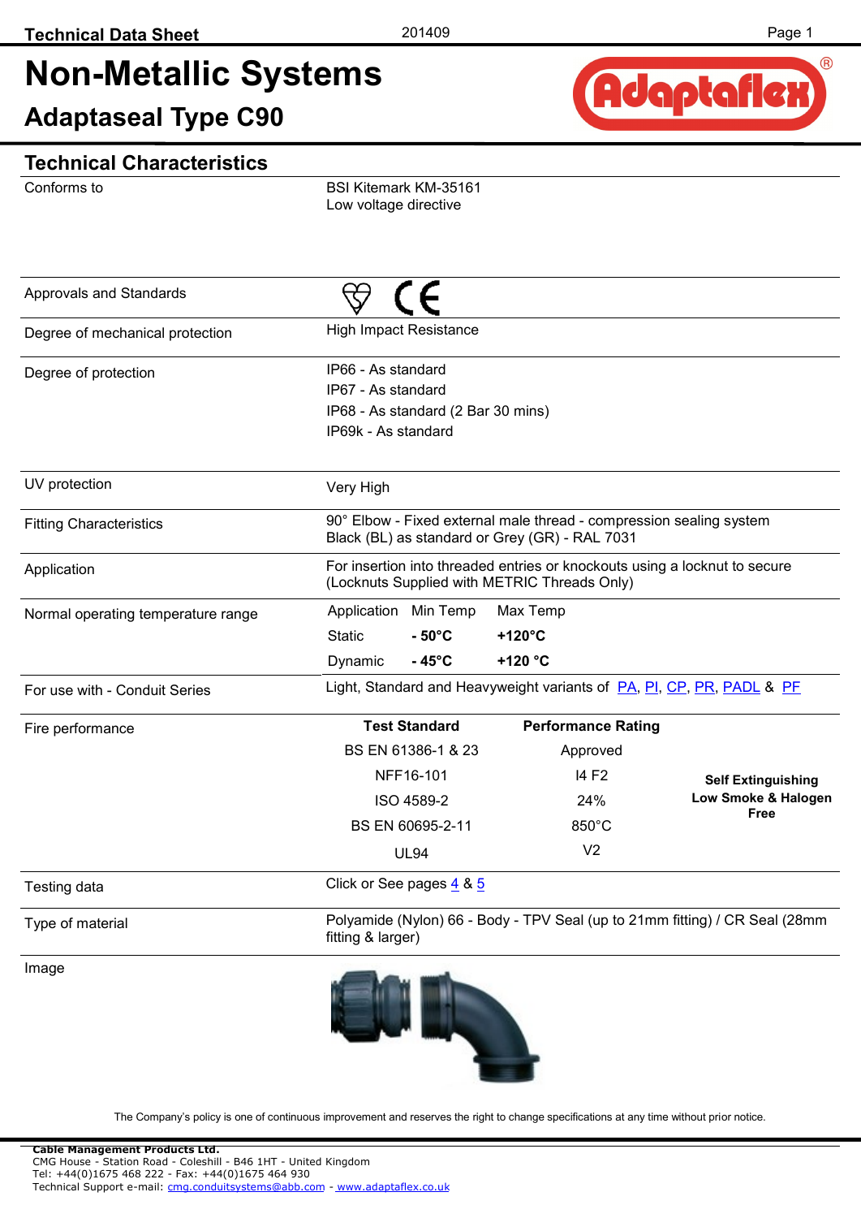Technical Data Sheet 201409

# Non-Metallic Systems

## Adaptaseal Type C90

## Technical Characteristics

| | |
|---|---|
| Conforms to | BSI Kitemark KM-35161<br>Low voltage directive |
| Approvals and Standards | |
| Degree of mechanical protection | High Impact Resistance |
| Degree of protection | IP66 - As standard<br>IP67 - As standard<br>IP68 - As standard (2 Bar 30 mins)<br>IP69k - As standard |
| UV protection | Very High |
| Fitting Characteristics | 90° Elbow - Fixed external male thread - compression sealing system<br>Black (BL) as standard or Grey (GR) - RAL 7031 |
| Application | For insertion into threaded entries or knockouts using a locknut to secure (Locknuts Supplied with METRIC Threads Only) |
| Normal operating temperature range | Application / Min Temp / Max Temp<br>Static: **- 50°C** / **+120°C**<br>Dynamic: **- 45°C** / **+120 °C** |
| For use with - Conduit Series | Light, Standard and Heavyweight variants of PA, PI, CP, PR, PADL & PF |

**Fire performance**

| Test Standard | Performance Rating | |
|---|---|---|
| BS EN 61386-1 & 23 | Approved | **Self Extinguishing Low Smoke & Halogen Free** |
| NFF16-101 | I4 F2 | |
| ISO 4589-2 | 24% | |
| BS EN 60695-2-11 | 850°C | |
| UL94 | V2 | |

| | |
|---|---|
| Testing data | Click or See pages 4 & 5 |
| Type of material | Polyamide (Nylon) 66 - Body - TPV Seal (up to 21mm fitting) / CR Seal (28mm fitting & larger) |
| Image | |

The Company's policy is one of continuous improvement and reserves the right to change specifications at any time without prior notice.

**Cable Management Products Ltd.**
CMG House - Station Road - Coleshill - B46 1HT - United Kingdom
Tel: +44(0)1675 468 222 - Fax: +44(0)1675 464 930
Technical Support e-mail: cmg.conduitsystems@abb.com - www.adaptaflex.co.uk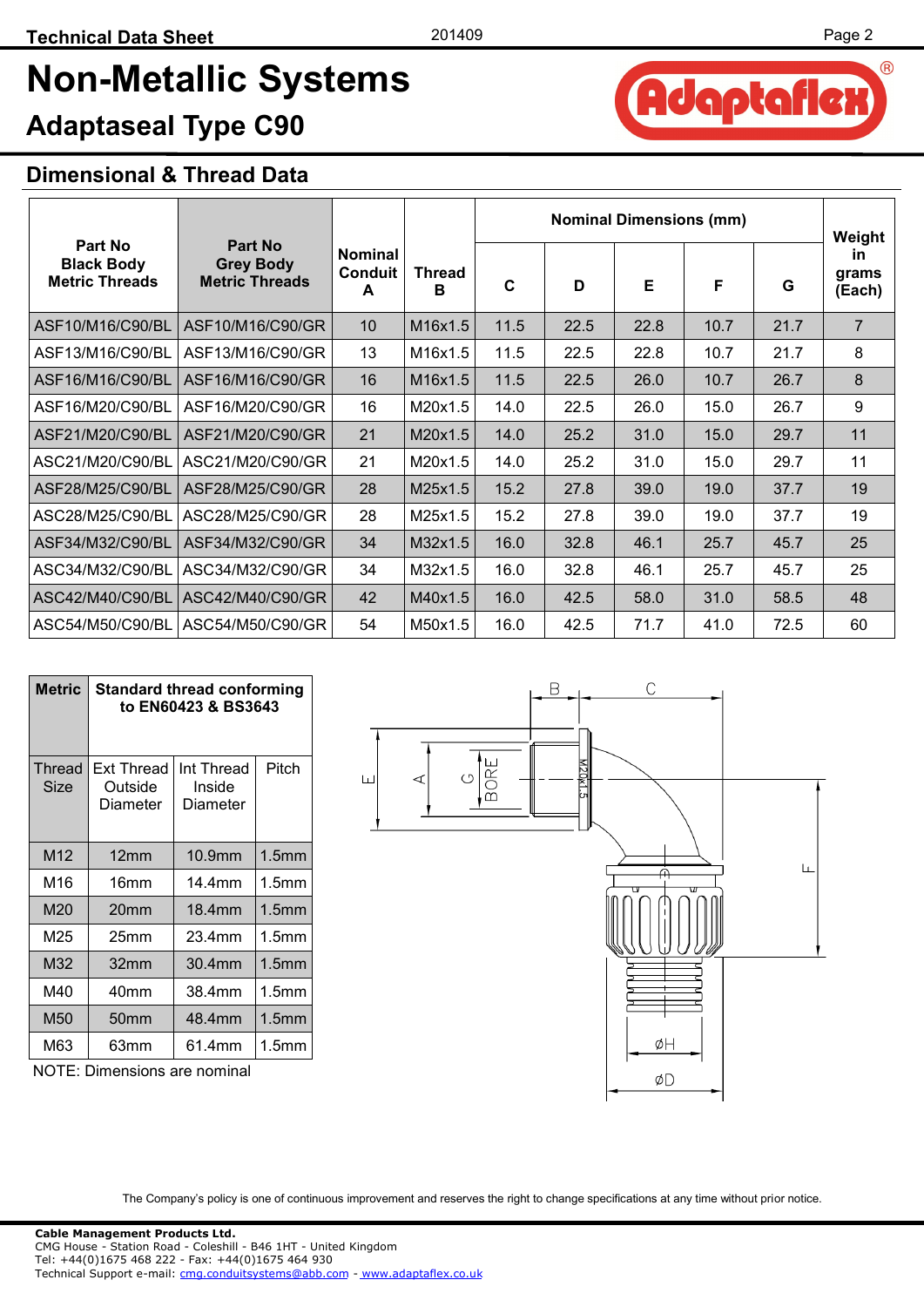# Non-Metallic Systems

## Adaptaseal Type C90

### Dimensional & Thread Data

| Part No Black Body Metric Threads | Part No Grey Body Metric Threads | Nominal Conduit A | Thread B | Nominal Dimensions (mm) | | | | | Weight in grams (Each) |
|---|---|---|---|---|---|---|---|---|---|
| | | | | C | D | E | F | G | |
| ASF10/M16/C90/BL | ASF10/M16/C90/GR | 10 | M16x1.5 | 11.5 | 22.5 | 22.8 | 10.7 | 21.7 | 7 |
| ASF13/M16/C90/BL | ASF13/M16/C90/GR | 13 | M16x1.5 | 11.5 | 22.5 | 22.8 | 10.7 | 21.7 | 8 |
| ASF16/M16/C90/BL | ASF16/M16/C90/GR | 16 | M16x1.5 | 11.5 | 22.5 | 26.0 | 10.7 | 26.7 | 8 |
| ASF16/M20/C90/BL | ASF16/M20/C90/GR | 16 | M20x1.5 | 14.0 | 22.5 | 26.0 | 15.0 | 26.7 | 9 |
| ASF21/M20/C90/BL | ASF21/M20/C90/GR | 21 | M20x1.5 | 14.0 | 25.2 | 31.0 | 15.0 | 29.7 | 11 |
| ASC21/M20/C90/BL | ASC21/M20/C90/GR | 21 | M20x1.5 | 14.0 | 25.2 | 31.0 | 15.0 | 29.7 | 11 |
| ASF28/M25/C90/BL | ASF28/M25/C90/GR | 28 | M25x1.5 | 15.2 | 27.8 | 39.0 | 19.0 | 37.7 | 19 |
| ASC28/M25/C90/BL | ASC28/M25/C90/GR | 28 | M25x1.5 | 15.2 | 27.8 | 39.0 | 19.0 | 37.7 | 19 |
| ASF34/M32/C90/BL | ASF34/M32/C90/GR | 34 | M32x1.5 | 16.0 | 32.8 | 46.1 | 25.7 | 45.7 | 25 |
| ASC34/M32/C90/BL | ASC34/M32/C90/GR | 34 | M32x1.5 | 16.0 | 32.8 | 46.1 | 25.7 | 45.7 | 25 |
| ASC42/M40/C90/BL | ASC42/M40/C90/GR | 42 | M40x1.5 | 16.0 | 42.5 | 58.0 | 31.0 | 58.5 | 48 |
| ASC54/M50/C90/BL | ASC54/M50/C90/GR | 54 | M50x1.5 | 16.0 | 42.5 | 71.7 | 41.0 | 72.5 | 60 |

| Metric | Standard thread conforming to EN60423 & BS3643 | | |
|---|---|---|---|
| Thread Size | Ext Thread Outside Diameter | Int Thread Inside Diameter | Pitch |
| M12 | 12mm | 10.9mm | 1.5mm |
| M16 | 16mm | 14.4mm | 1.5mm |
| M20 | 20mm | 18.4mm | 1.5mm |
| M25 | 25mm | 23.4mm | 1.5mm |
| M32 | 32mm | 30.4mm | 1.5mm |
| M40 | 40mm | 38.4mm | 1.5mm |
| M50 | 50mm | 48.4mm | 1.5mm |
| M63 | 63mm | 61.4mm | 1.5mm |

NOTE: Dimensions are nominal

The Company's policy is one of continuous improvement and reserves the right to change specifications at any time without prior notice.

**Cable Management Products Ltd.**
CMG House - Station Road - Coleshill - B46 1HT - United Kingdom
Tel: +44(0)1675 468 222 - Fax: +44(0)1675 464 930
Technical Support e-mail: cmg.conduitsystems@abb.com - www.adaptaflex.co.uk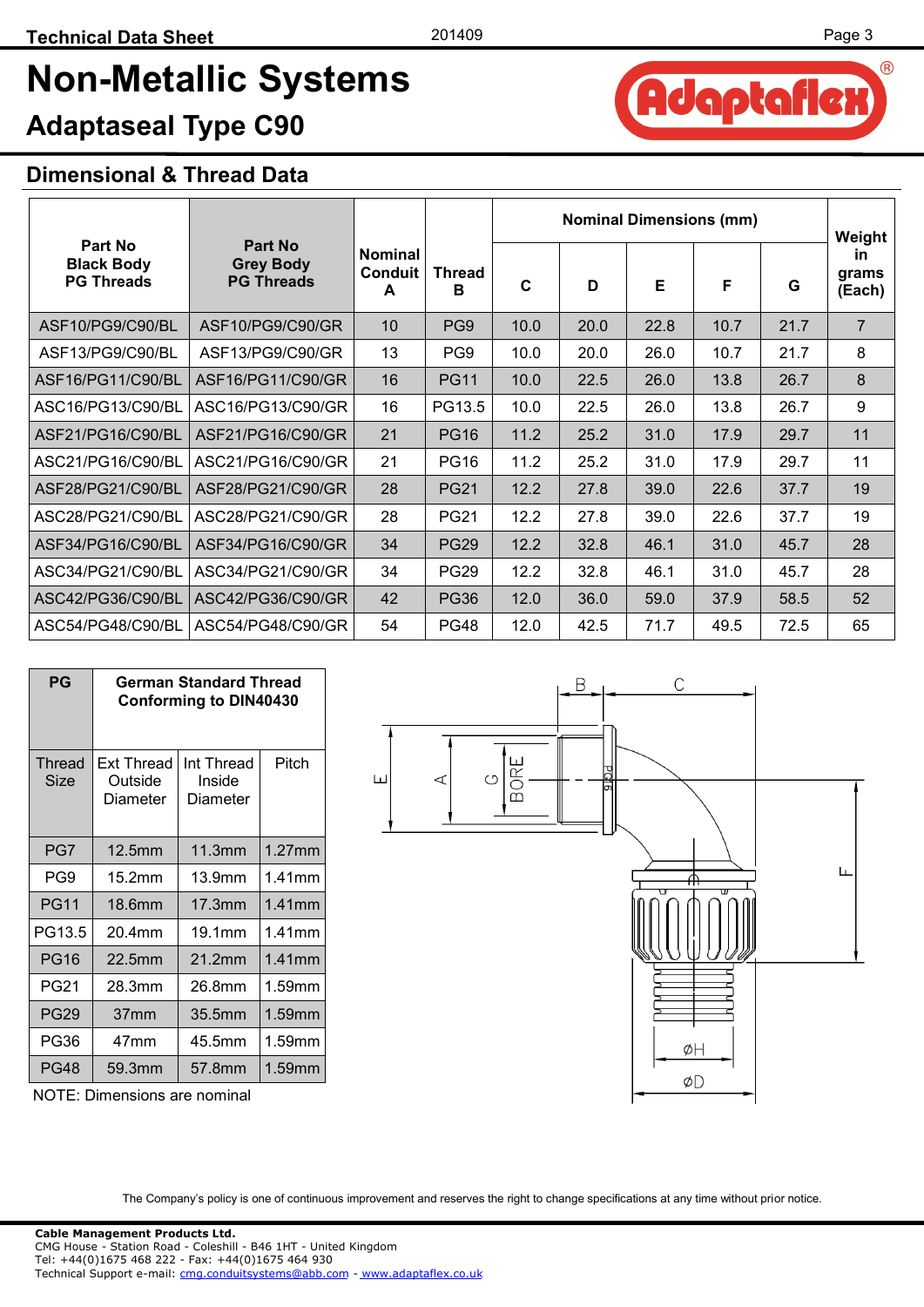# Non-Metallic Systems

## Adaptaseal Type C90

### Dimensional & Thread Data

| Part No Black Body PG Threads | Part No Grey Body PG Threads | Nominal Conduit A | Thread B | Nominal Dimensions (mm) | | | | | Weight in grams (Each) |
|---|---|---|---|---|---|---|---|---|---|
| | | | | C | D | E | F | G | |
| ASF10/PG9/C90/BL | ASF10/PG9/C90/GR | 10 | PG9 | 10.0 | 20.0 | 22.8 | 10.7 | 21.7 | 7 |
| ASF13/PG9/C90/BL | ASF13/PG9/C90/GR | 13 | PG9 | 10.0 | 20.0 | 26.0 | 10.7 | 21.7 | 8 |
| ASF16/PG11/C90/BL | ASF16/PG11/C90/GR | 16 | PG11 | 10.0 | 22.5 | 26.0 | 13.8 | 26.7 | 8 |
| ASC16/PG13/C90/BL | ASC16/PG13/C90/GR | 16 | PG13.5 | 10.0 | 22.5 | 26.0 | 13.8 | 26.7 | 9 |
| ASF21/PG16/C90/BL | ASF21/PG16/C90/GR | 21 | PG16 | 11.2 | 25.2 | 31.0 | 17.9 | 29.7 | 11 |
| ASC21/PG16/C90/BL | ASC21/PG16/C90/GR | 21 | PG16 | 11.2 | 25.2 | 31.0 | 17.9 | 29.7 | 11 |
| ASF28/PG21/C90/BL | ASF28/PG21/C90/GR | 28 | PG21 | 12.2 | 27.8 | 39.0 | 22.6 | 37.7 | 19 |
| ASC28/PG21/C90/BL | ASC28/PG21/C90/GR | 28 | PG21 | 12.2 | 27.8 | 39.0 | 22.6 | 37.7 | 19 |
| ASF34/PG16/C90/BL | ASF34/PG16/C90/GR | 34 | PG29 | 12.2 | 32.8 | 46.1 | 31.0 | 45.7 | 28 |
| ASC34/PG21/C90/BL | ASC34/PG21/C90/GR | 34 | PG29 | 12.2 | 32.8 | 46.1 | 31.0 | 45.7 | 28 |
| ASC42/PG36/C90/BL | ASC42/PG36/C90/GR | 42 | PG36 | 12.0 | 36.0 | 59.0 | 37.9 | 58.5 | 52 |
| ASC54/PG48/C90/BL | ASC54/PG48/C90/GR | 54 | PG48 | 12.0 | 42.5 | 71.7 | 49.5 | 72.5 | 65 |

| PG | German Standard Thread Conforming to DIN40430 | | |
|---|---|---|---|
| Thread Size | Ext Thread Outside Diameter | Int Thread Inside Diameter | Pitch |
| PG7 | 12.5mm | 11.3mm | 1.27mm |
| PG9 | 15.2mm | 13.9mm | 1.41mm |
| PG11 | 18.6mm | 17.3mm | 1.41mm |
| PG13.5 | 20.4mm | 19.1mm | 1.41mm |
| PG16 | 22.5mm | 21.2mm | 1.41mm |
| PG21 | 28.3mm | 26.8mm | 1.59mm |
| PG29 | 37mm | 35.5mm | 1.59mm |
| PG36 | 47mm | 45.5mm | 1.59mm |
| PG48 | 59.3mm | 57.8mm | 1.59mm |

NOTE: Dimensions are nominal

The Company's policy is one of continuous improvement and reserves the right to change specifications at any time without prior notice.

**Cable Management Products Ltd.**
CMG House - Station Road - Coleshill - B46 1HT - United Kingdom
Tel: +44(0)1675 468 222 - Fax: +44(0)1675 464 930
Technical Support e-mail: cmg.conduitsystems@abb.com - www.adaptaflex.co.uk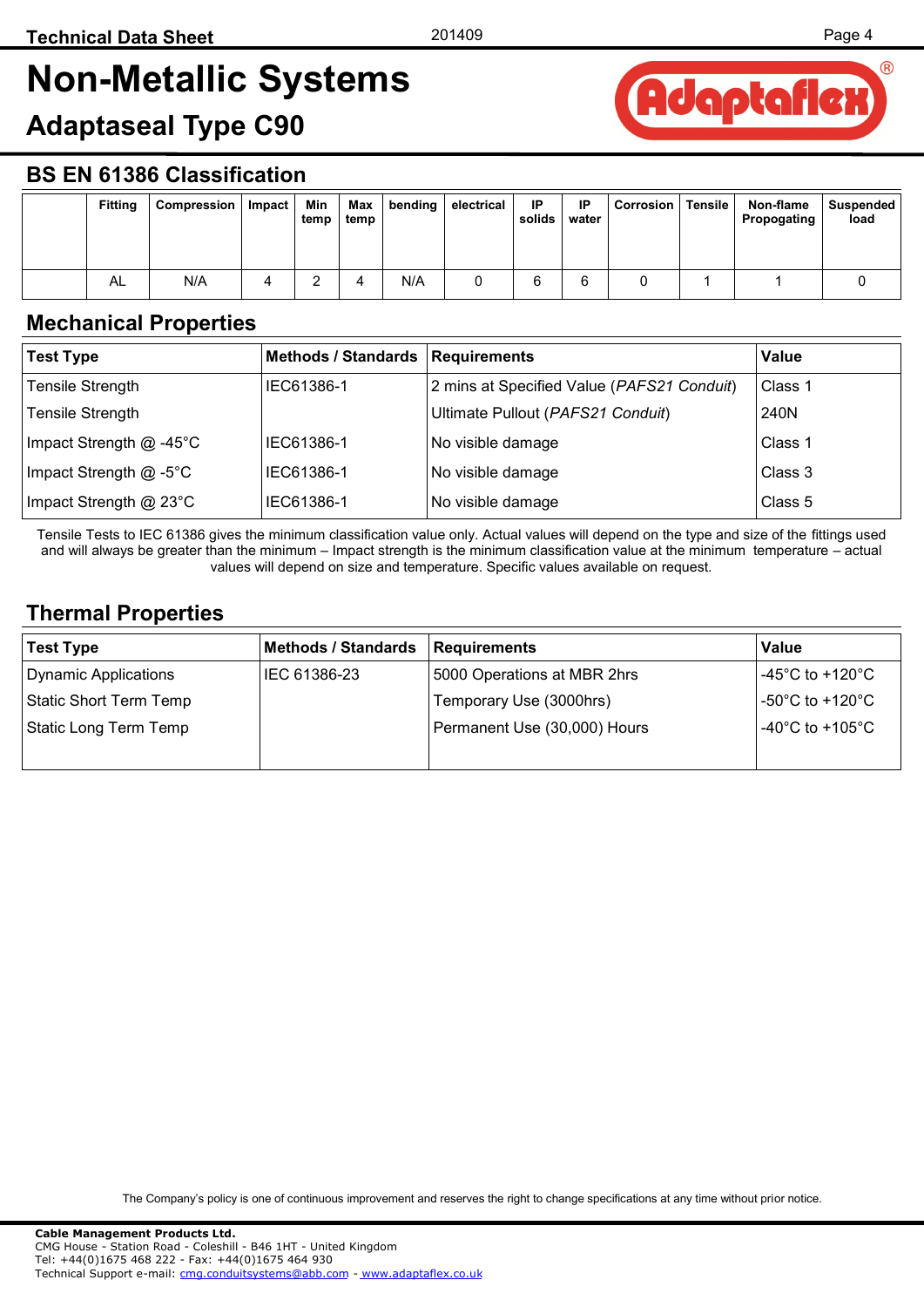# Non-Metallic Systems

## Adaptaseal Type C90

## BS EN 61386 Classification

| | Fitting | Compression | Impact | Min temp | Max temp | bending | electrical | IP solids | IP water | Corrosion | Tensile | Non-flame Propogating | Suspended load |
|---|---|---|---|---|---|---|---|---|---|---|---|---|---|
| | AL | N/A | 4 | 2 | 4 | N/A | 0 | 6 | 6 | 0 | 1 | 1 | 0 |

## Mechanical Properties

| Test Type | Methods / Standards | Requirements | Value |
|---|---|---|---|
| Tensile Strength | IEC61386-1 | 2 mins at Specified Value (*PAFS21 Conduit*) | Class 1 |
| Tensile Strength | | Ultimate Pullout (*PAFS21 Conduit*) | 240N |
| Impact Strength @ -45°C | IEC61386-1 | No visible damage | Class 1 |
| Impact Strength @ -5°C | IEC61386-1 | No visible damage | Class 3 |
| Impact Strength @ 23°C | IEC61386-1 | No visible damage | Class 5 |

Tensile Tests to IEC 61386 gives the minimum classification value only. Actual values will depend on the type and size of the fittings used and will always be greater than the minimum – Impact strength is the minimum classification value at the minimum temperature – actual values will depend on size and temperature. Specific values available on request.

## Thermal Properties

| Test Type | Methods / Standards | Requirements | Value |
|---|---|---|---|
| Dynamic Applications | IEC 61386-23 | 5000 Operations at MBR 2hrs | -45°C to +120°C |
| Static Short Term Temp | | Temporary Use (3000hrs) | -50°C to +120°C |
| Static Long Term Temp | | Permanent Use (30,000) Hours | -40°C to +105°C |

The Company's policy is one of continuous improvement and reserves the right to change specifications at any time without prior notice.

**Cable Management Products Ltd.**
CMG House - Station Road - Coleshill - B46 1HT - United Kingdom
Tel: +44(0)1675 468 222 - Fax: +44(0)1675 464 930
Technical Support e-mail: cmg.conduitsystems@abb.com - www.adaptaflex.co.uk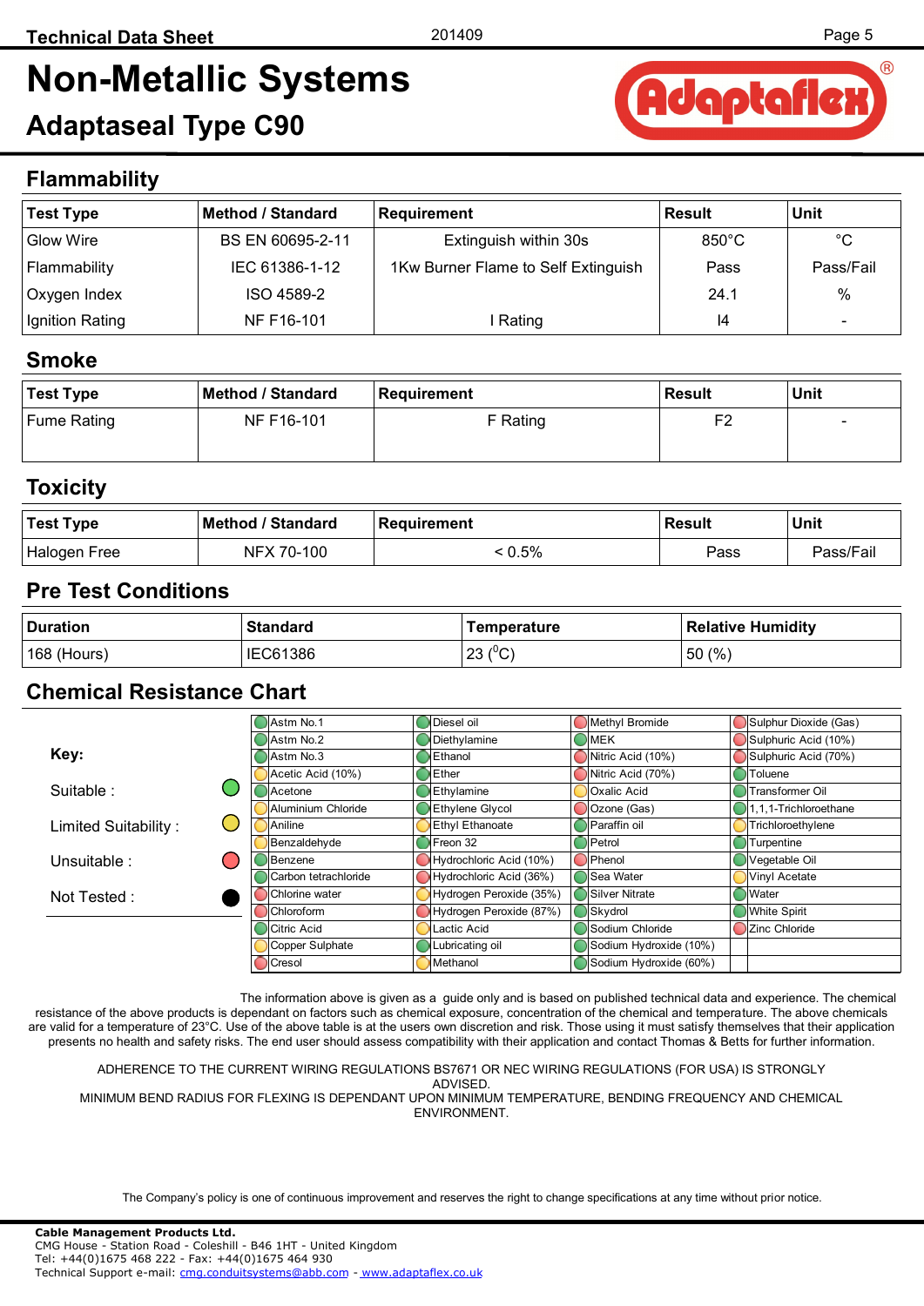# Non-Metallic Systems

## Adaptaseal Type C90

## Flammability

| Test Type | Method / Standard | Requirement | Result | Unit |
|---|---|---|---|---|
| Glow Wire | BS EN 60695-2-11 | Extinguish within 30s | 850°C | °C |
| Flammability | IEC 61386-1-12 | 1Kw Burner Flame to Self Extinguish | Pass | Pass/Fail |
| Oxygen Index | ISO 4589-2 | | 24.1 | % |
| Ignition Rating | NF F16-101 | I Rating | I4 | - |

## Smoke

| Test Type | Method / Standard | Requirement | Result | Unit |
|---|---|---|---|---|
| Fume Rating | NF F16-101 | F Rating | F2 | - |

## Toxicity

| Test Type | Method / Standard | Requirement | Result | Unit |
|---|---|---|---|---|
| Halogen Free | NFX 70-100 | < 0.5% | Pass | Pass/Fail |

## Pre Test Conditions

| Duration | Standard | Temperature | Relative Humidity |
|---|---|---|---|
| 168 (Hours) | IEC61386 | 23 ($^0$C) | 50 (%) |

## Chemical Resistance Chart

**Key:**

- Suitable : (green)
- Limited Suitability : (yellow)
- Unsuitable : (red)
- Not Tested : (black)

| Chemical | Rating | Chemical | Rating | Chemical | Rating | Chemical | Rating |
|---|---|---|---|---|---|---|---|
| Astm No.1 | Suitable | Diesel oil | Suitable | Methyl Bromide | Unsuitable | Sulphur Dioxide (Gas) | Unsuitable |
| Astm No.2 | Suitable | Diethylamine | Suitable | MEK | Suitable | Sulphuric Acid (10%) | Unsuitable |
| Astm No.3 | Suitable | Ethanol | Suitable | Nitric Acid (10%) | Unsuitable | Sulphuric Acid (70%) | Unsuitable |
| Acetic Acid (10%) | Limited Suitability | Ether | Suitable | Nitric Acid (70%) | Unsuitable | Toluene | Suitable |
| Acetone | Suitable | Ethylamine | Suitable | Oxalic Acid | Limited Suitability | Transformer Oil | Suitable |
| Aluminium Chloride | Limited Suitability | Ethylene Glycol | Suitable | Ozone (Gas) | Unsuitable | 1,1,1-Trichloroethane | Suitable |
| Aniline | Limited Suitability | Ethyl Ethanoate | Limited Suitability | Paraffin oil | Unsuitable | Trichloroethylene | Limited Suitability |
| Benzaldehyde | Limited Suitability | Freon 32 | Suitable | Petrol | Suitable | Turpentine | Suitable |
| Benzene | Suitable | Hydrochloric Acid (10%) | Unsuitable | Phenol | Unsuitable | Vegetable Oil | Suitable |
| Carbon tetrachloride | Suitable | Hydrochloric Acid (36%) | Unsuitable | Sea Water | Unsuitable | Vinyl Acetate | Limited Suitability |
| Chlorine water | Unsuitable | Hydrogen Peroxide (35%) | Limited Suitability | Silver Nitrate | Suitable | Water | Suitable |
| Chloroform | Unsuitable | Hydrogen Peroxide (87%) | Unsuitable | Skydrol | Suitable | White Spirit | Suitable |
| Citric Acid | Suitable | Lactic Acid | Limited Suitability | Sodium Chloride | Suitable | Zinc Chloride | Unsuitable |
| Copper Sulphate | Limited Suitability | Lubricating oil | Suitable | Sodium Hydroxide (10%) | Suitable | | |
| Cresol | Unsuitable | Methanol | Limited Suitability | Sodium Hydroxide (60%) | Suitable | | |

The information above is given as a guide only and is based on published technical data and experience. The chemical resistance of the above products is dependant on factors such as chemical exposure, concentration of the chemical and temperature. The above chemicals are valid for a temperature of 23°C. Use of the above table is at the users own discretion and risk. Those using it must satisfy themselves that their application presents no health and safety risks. The end user should assess compatibility with their application and contact Thomas & Betts for further information.

ADHERENCE TO THE CURRENT WIRING REGULATIONS BS7671 OR NEC WIRING REGULATIONS (FOR USA) IS STRONGLY ADVISED.

MINIMUM BEND RADIUS FOR FLEXING IS DEPENDANT UPON MINIMUM TEMPERATURE, BENDING FREQUENCY AND CHEMICAL ENVIRONMENT.

The Company's policy is one of continuous improvement and reserves the right to change specifications at any time without prior notice.

**Cable Management Products Ltd.**
CMG House - Station Road - Coleshill - B46 1HT - United Kingdom
Tel: +44(0)1675 468 222 - Fax: +44(0)1675 464 930
Technical Support e-mail: cmg.conduitsystems@abb.com - www.adaptaflex.co.uk